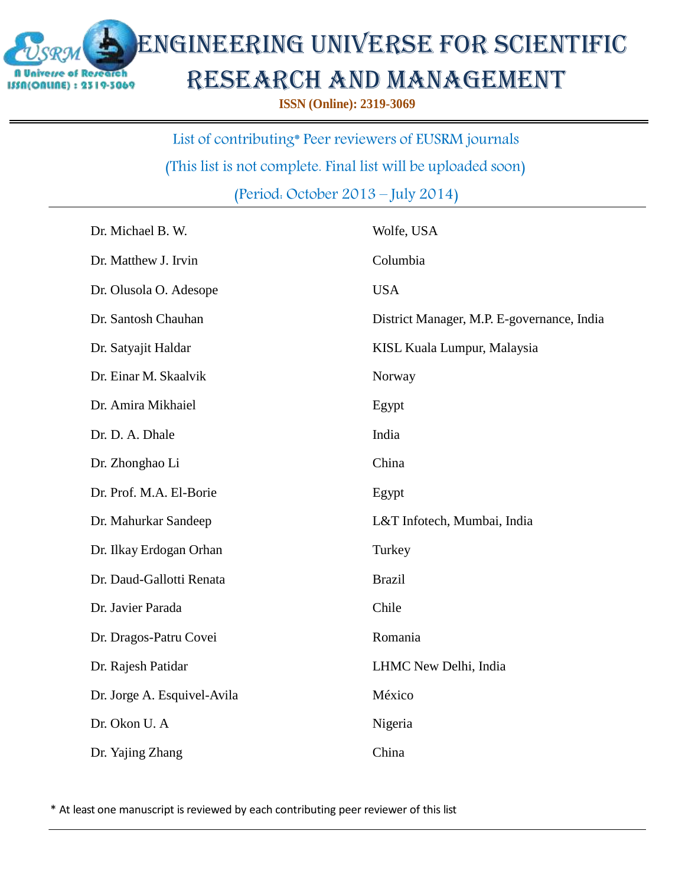# ENGINEERING UNIVERSE FOR SCIENTIFIC RESEARCH AND MANAGEMENT

**ISSN (Online): 2319-3069**

List of contributing* Peer reviewers of EUSRM journals

(This list is not complete. Final list will be uploaded soon)

(Period: October 2013 – July 2014)

| | |
|---|---|
| Dr. Michael B. W. | Wolfe, USA |
| Dr. Matthew J. Irvin | Columbia |
| Dr. Olusola O. Adesope | USA |
| Dr. Santosh Chauhan | District Manager, M.P. E-governance, India |
| Dr. Satyajit Haldar | KISL Kuala Lumpur, Malaysia |
| Dr. Einar M. Skaalvik | Norway |
| Dr. Amira Mikhaiel | Egypt |
| Dr. D. A. Dhale | India |
| Dr. Zhonghao Li | China |
| Dr. Prof. M.A. El-Borie | Egypt |
| Dr. Mahurkar Sandeep | L&T Infotech, Mumbai, India |
| Dr. Ilkay Erdogan Orhan | Turkey |
| Dr. Daud-Gallotti Renata | Brazil |
| Dr. Javier Parada | Chile |
| Dr. Dragos-Patru Covei | Romania |
| Dr. Rajesh Patidar | LHMC New Delhi, India |
| Dr. Jorge A. Esquivel-Avila | México |
| Dr. Okon U. A | Nigeria |
| Dr. Yajing Zhang | China |

* At least one manuscript is reviewed by each contributing peer reviewer of this list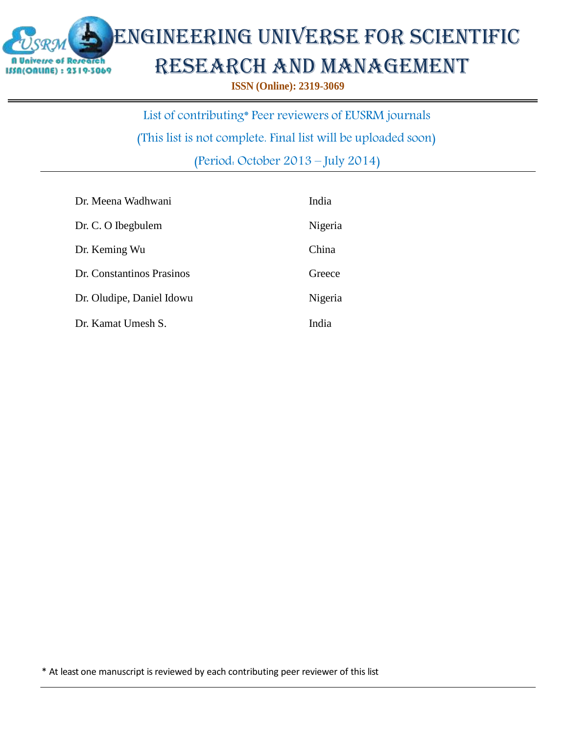# Engineering Universe for Scientific Research and Management

**ISSN (Online): 2319-3069**

List of contributing* Peer reviewers of EUSRM journals

(This list is not complete. Final list will be uploaded soon)

(Period: October 2013 – July 2014)

| | |
|---|---|
| Dr. Meena Wadhwani | India |
| Dr. C. O Ibegbulem | Nigeria |
| Dr. Keming Wu | China |
| Dr. Constantinos Prasinos | Greece |
| Dr. Oludipe, Daniel Idowu | Nigeria |
| Dr. Kamat Umesh S. | India |

* At least one manuscript is reviewed by each contributing peer reviewer of this list